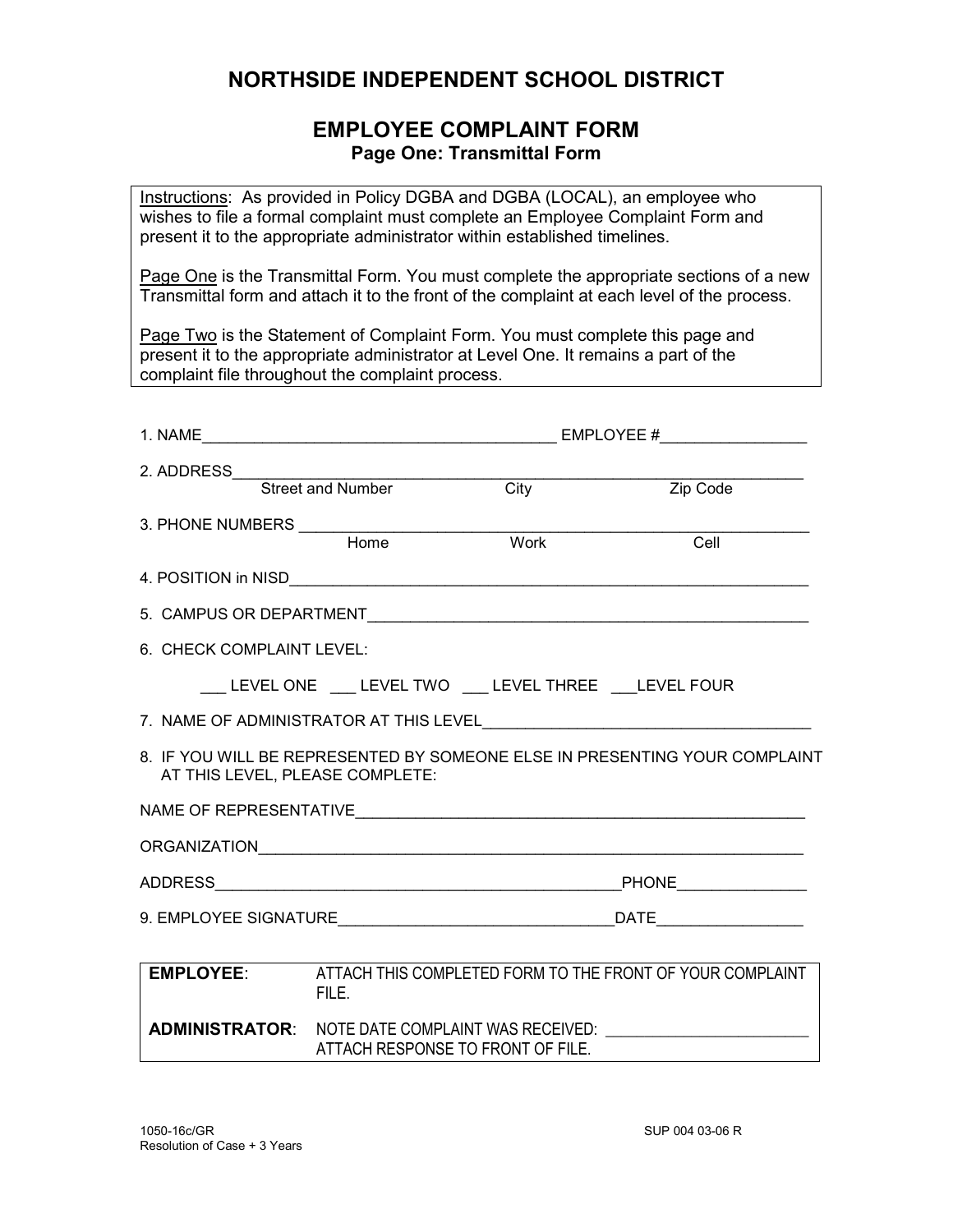# NORTHSIDE INDEPENDENT SCHOOL DISTRICT

## EMPLOYEE COMPLAINT FORM

### Page One: Transmittal Form

Instructions: As provided in Policy DGBA and DGBA (LOCAL), an employee who wishes to file a formal complaint must complete an Employee Complaint Form and present it to the appropriate administrator within established timelines.

Page One is the Transmittal Form. You must complete the appropriate sections of a new Transmittal form and attach it to the front of the complaint at each level of the process.

Page Two is the Statement of Complaint Form. You must complete this page and present it to the appropriate administrator at Level One. It remains a part of the complaint file throughout the complaint process.

1. NAME_________________________________________ EMPLOYEE #_________________

2. ADDRESS_________________________________________________________________
   Street and Number    City    Zip Code

3. PHONE NUMBERS ___________________________________________________________
   Home    Work    Cell

4. POSITION in NISD___________________________________________________________

5. CAMPUS OR DEPARTMENT___________________________________________________

6. CHECK COMPLAINT LEVEL:

   ___ LEVEL ONE ___ LEVEL TWO ___ LEVEL THREE ___LEVEL FOUR

7. NAME OF ADMINISTRATOR AT THIS LEVEL_____________________________________

8. IF YOU WILL BE REPRESENTED BY SOMEONE ELSE IN PRESENTING YOUR COMPLAINT AT THIS LEVEL, PLEASE COMPLETE:

NAME OF REPRESENTATIVE_____________________________________________________

ORGANIZATION_______________________________________________________________

ADDRESS________________________________________________PHONE_______________

9. EMPLOYEE SIGNATURE________________________________DATE_________________

| | |
|---|---|
| **EMPLOYEE**: | ATTACH THIS COMPLETED FORM TO THE FRONT OF YOUR COMPLAINT FILE. |
| **ADMINISTRATOR**: | NOTE DATE COMPLAINT WAS RECEIVED: ________________________ ATTACH RESPONSE TO FRONT OF FILE. |

1050-16c/GR
Resolution of Case + 3 Years

SUP 004 03-06 R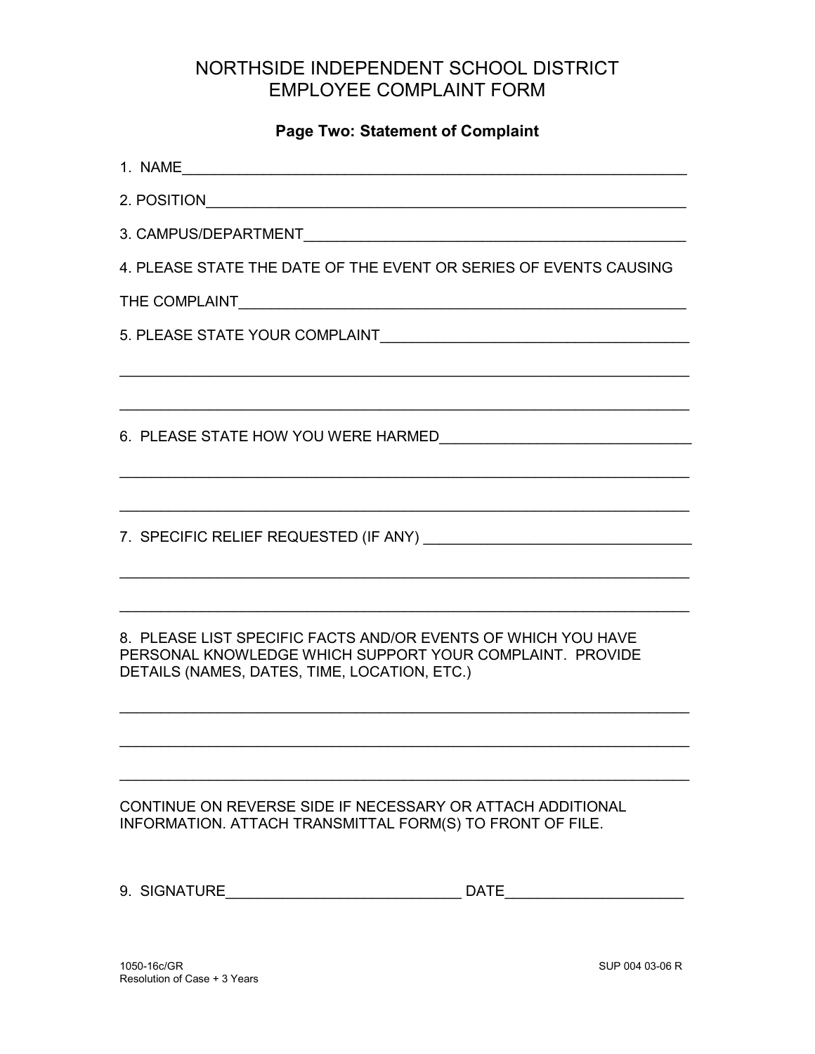# NORTHSIDE INDEPENDENT SCHOOL DISTRICT
# EMPLOYEE COMPLAINT FORM

### Page Two: Statement of Complaint

1. NAME______________________________________________________________

2. POSITION___________________________________________________________

3. CAMPUS/DEPARTMENT_______________________________________________

4. PLEASE STATE THE DATE OF THE EVENT OR SERIES OF EVENTS CAUSING THE COMPLAINT_____________________________________________________

5. PLEASE STATE YOUR COMPLAINT______________________________________

______________________________________________________________________

______________________________________________________________________

6. PLEASE STATE HOW YOU WERE HARMED_______________________________

______________________________________________________________________

______________________________________________________________________

7. SPECIFIC RELIEF REQUESTED (IF ANY) _________________________________

______________________________________________________________________

______________________________________________________________________

8. PLEASE LIST SPECIFIC FACTS AND/OR EVENTS OF WHICH YOU HAVE PERSONAL KNOWLEDGE WHICH SUPPORT YOUR COMPLAINT. PROVIDE DETAILS (NAMES, DATES, TIME, LOCATION, ETC.)

______________________________________________________________________

______________________________________________________________________

______________________________________________________________________

CONTINUE ON REVERSE SIDE IF NECESSARY OR ATTACH ADDITIONAL INFORMATION. ATTACH TRANSMITTAL FORM(S) TO FRONT OF FILE.

9. SIGNATURE_____________________________ DATE_____________________

1050-16c/GR
Resolution of Case + 3 Years

SUP 004 03-06 R